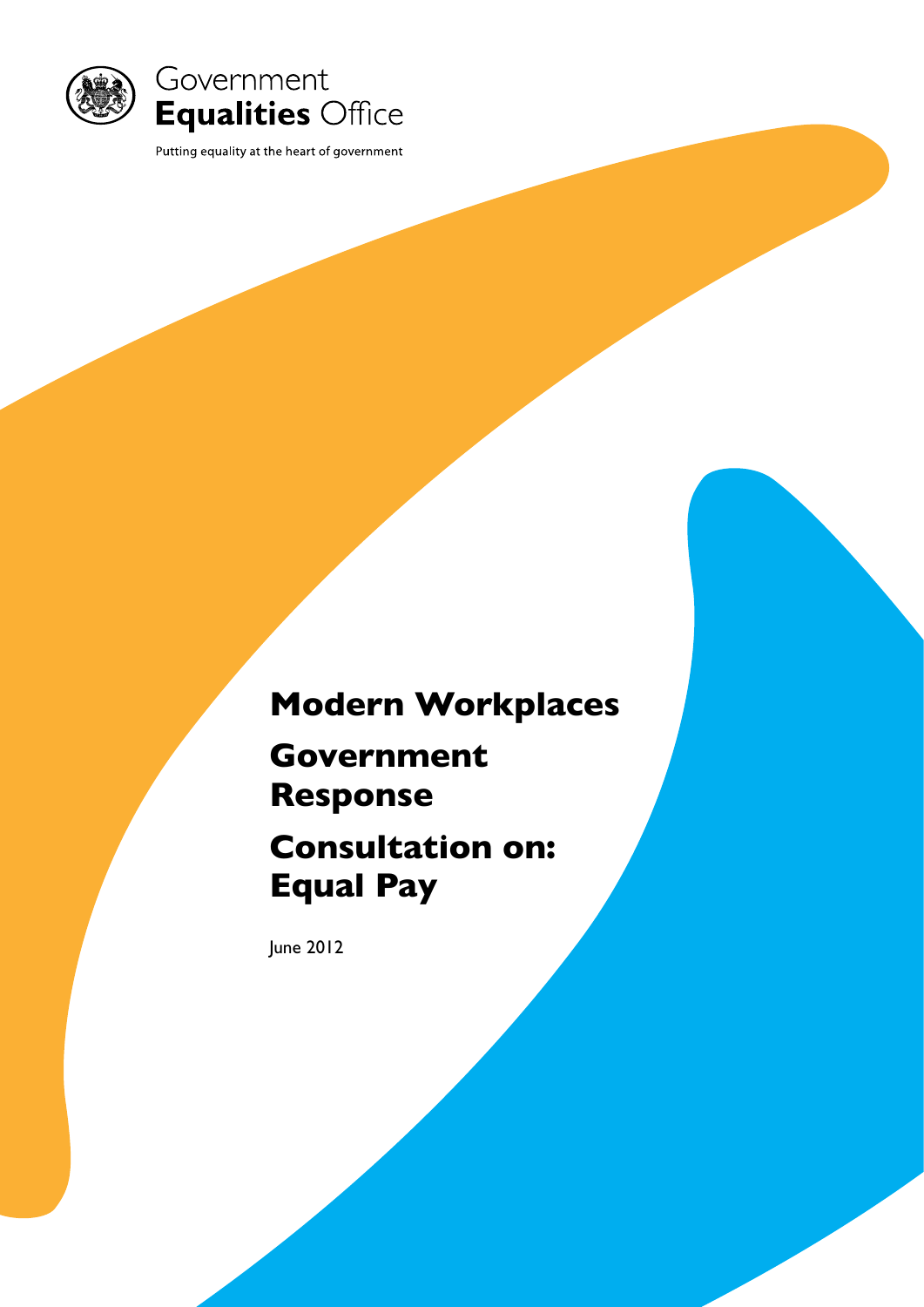Government
**Equalities** Office

Putting equality at the heart of government

# Modern Workplaces

# Government Response

# Consultation on: Equal Pay

June 2012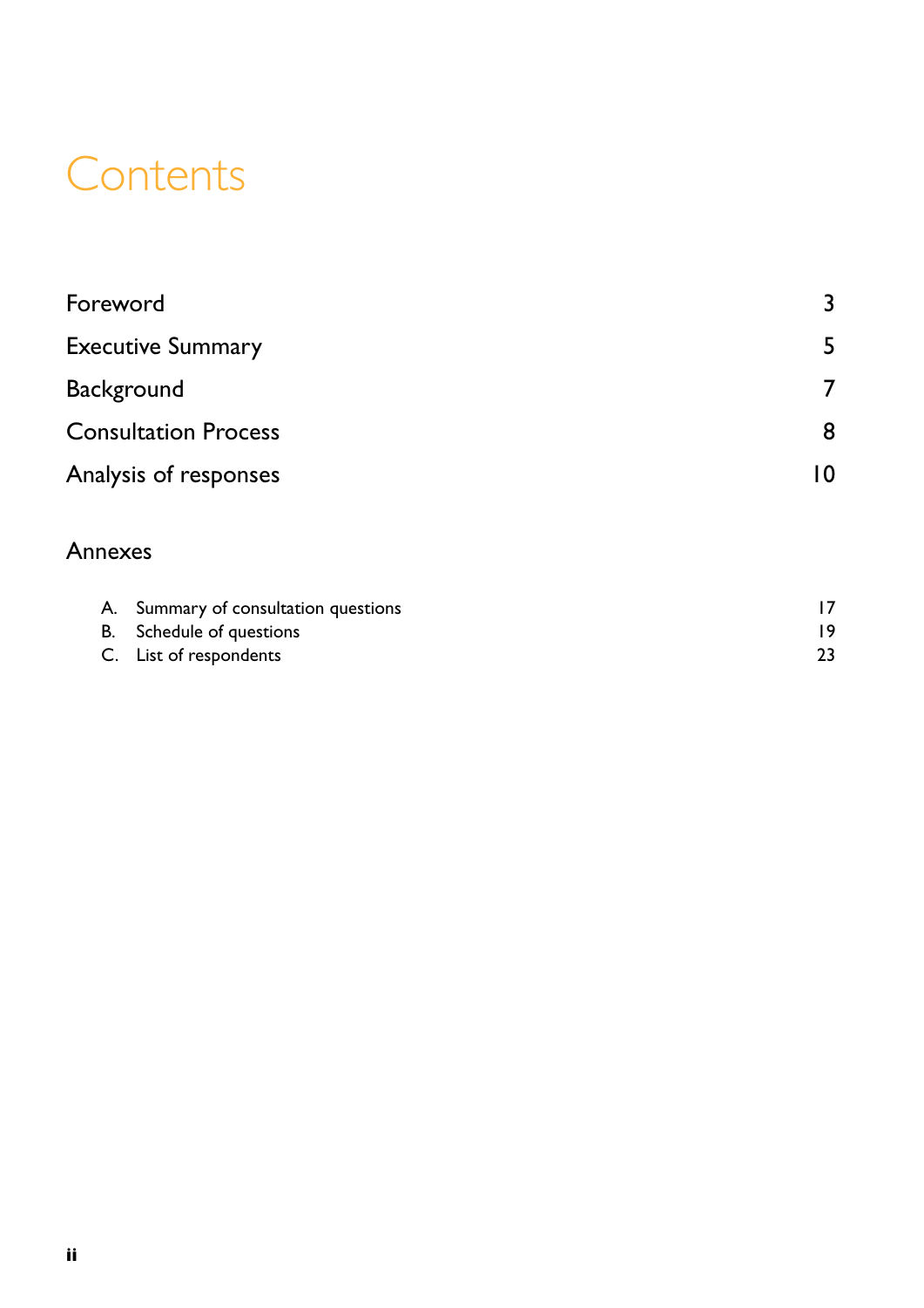# Contents

| | |
|---|---|
| Foreword | 3 |
| Executive Summary | 5 |
| Background | 7 |
| Consultation Process | 8 |
| Analysis of responses | 10 |

## Annexes

| | | |
|---|---|---|
| A. | Summary of consultation questions | 17 |
| B. | Schedule of questions | 19 |
| C. | List of respondents | 23 |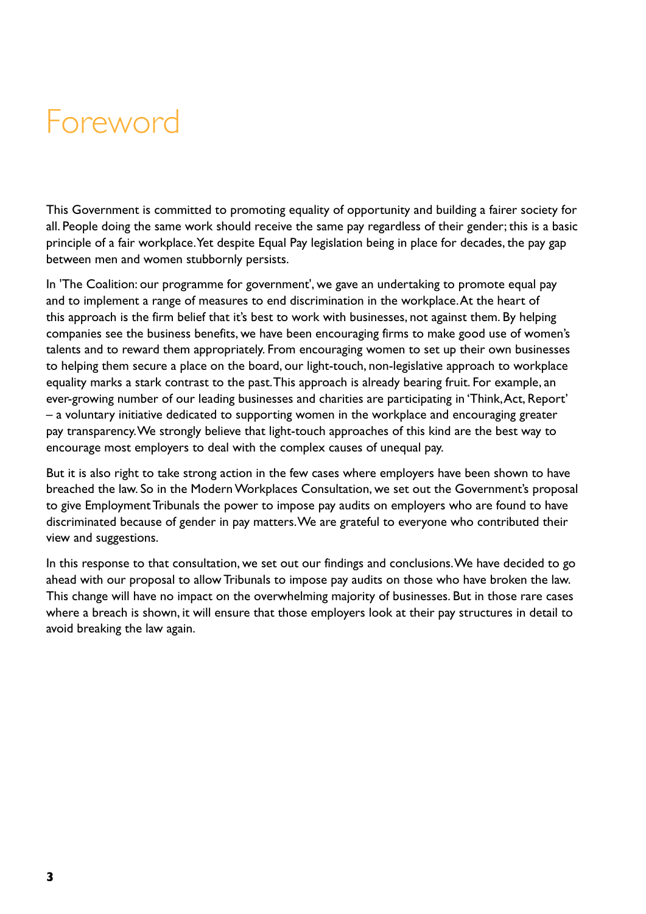# Foreword

This Government is committed to promoting equality of opportunity and building a fairer society for all. People doing the same work should receive the same pay regardless of their gender; this is a basic principle of a fair workplace. Yet despite Equal Pay legislation being in place for decades, the pay gap between men and women stubbornly persists.

In 'The Coalition: our programme for government', we gave an undertaking to promote equal pay and to implement a range of measures to end discrimination in the workplace. At the heart of this approach is the firm belief that it's best to work with businesses, not against them. By helping companies see the business benefits, we have been encouraging firms to make good use of women's talents and to reward them appropriately. From encouraging women to set up their own businesses to helping them secure a place on the board, our light-touch, non-legislative approach to workplace equality marks a stark contrast to the past. This approach is already bearing fruit. For example, an ever-growing number of our leading businesses and charities are participating in 'Think, Act, Report' – a voluntary initiative dedicated to supporting women in the workplace and encouraging greater pay transparency. We strongly believe that light-touch approaches of this kind are the best way to encourage most employers to deal with the complex causes of unequal pay.

But it is also right to take strong action in the few cases where employers have been shown to have breached the law. So in the Modern Workplaces Consultation, we set out the Government's proposal to give Employment Tribunals the power to impose pay audits on employers who are found to have discriminated because of gender in pay matters. We are grateful to everyone who contributed their view and suggestions.

In this response to that consultation, we set out our findings and conclusions. We have decided to go ahead with our proposal to allow Tribunals to impose pay audits on those who have broken the law. This change will have no impact on the overwhelming majority of businesses. But in those rare cases where a breach is shown, it will ensure that those employers look at their pay structures in detail to avoid breaking the law again.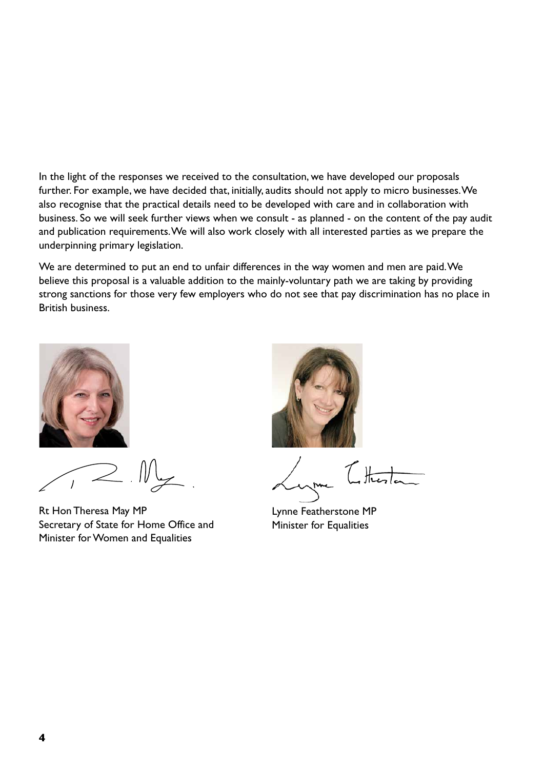In the light of the responses we received to the consultation, we have developed our proposals further. For example, we have decided that, initially, audits should not apply to micro businesses. We also recognise that the practical details need to be developed with care and in collaboration with business. So we will seek further views when we consult - as planned - on the content of the pay audit and publication requirements. We will also work closely with all interested parties as we prepare the underpinning primary legislation.

We are determined to put an end to unfair differences in the way women and men are paid. We believe this proposal is a valuable addition to the mainly-voluntary path we are taking by providing strong sanctions for those very few employers who do not see that pay discrimination has no place in British business.

Rt Hon Theresa May MP
Secretary of State for Home Office and
Minister for Women and Equalities

Lynne Featherstone MP
Minister for Equalities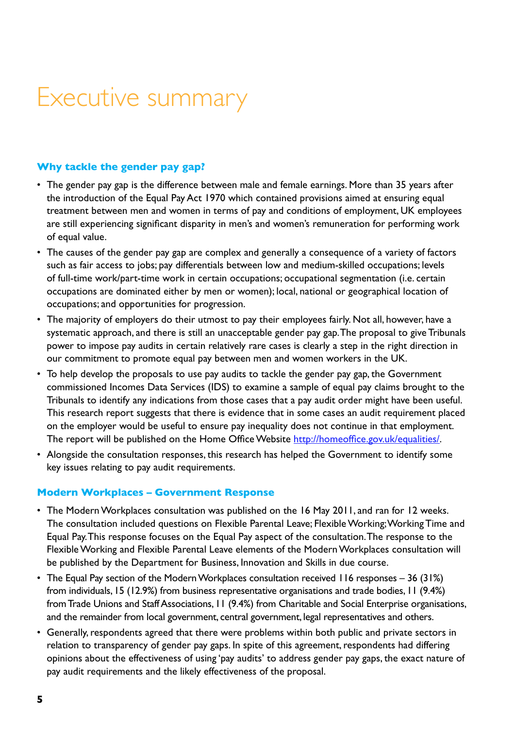# Executive summary

### Why tackle the gender pay gap?

- The gender pay gap is the difference between male and female earnings. More than 35 years after the introduction of the Equal Pay Act 1970 which contained provisions aimed at ensuring equal treatment between men and women in terms of pay and conditions of employment, UK employees are still experiencing significant disparity in men's and women's remuneration for performing work of equal value.
- The causes of the gender pay gap are complex and generally a consequence of a variety of factors such as fair access to jobs; pay differentials between low and medium-skilled occupations; levels of full-time work/part-time work in certain occupations; occupational segmentation (i.e. certain occupations are dominated either by men or women); local, national or geographical location of occupations; and opportunities for progression.
- The majority of employers do their utmost to pay their employees fairly. Not all, however, have a systematic approach, and there is still an unacceptable gender pay gap. The proposal to give Tribunals power to impose pay audits in certain relatively rare cases is clearly a step in the right direction in our commitment to promote equal pay between men and women workers in the UK.
- To help develop the proposals to use pay audits to tackle the gender pay gap, the Government commissioned Incomes Data Services (IDS) to examine a sample of equal pay claims brought to the Tribunals to identify any indications from those cases that a pay audit order might have been useful. This research report suggests that there is evidence that in some cases an audit requirement placed on the employer would be useful to ensure pay inequality does not continue in that employment. The report will be published on the Home Office Website http://homeoffice.gov.uk/equalities/.
- Alongside the consultation responses, this research has helped the Government to identify some key issues relating to pay audit requirements.

### Modern Workplaces – Government Response

- The Modern Workplaces consultation was published on the 16 May 2011, and ran for 12 weeks. The consultation included questions on Flexible Parental Leave; Flexible Working; Working Time and Equal Pay. This response focuses on the Equal Pay aspect of the consultation. The response to the Flexible Working and Flexible Parental Leave elements of the Modern Workplaces consultation will be published by the Department for Business, Innovation and Skills in due course.
- The Equal Pay section of the Modern Workplaces consultation received 116 responses – 36 (31%) from individuals, 15 (12.9%) from business representative organisations and trade bodies, 11 (9.4%) from Trade Unions and Staff Associations, 11 (9.4%) from Charitable and Social Enterprise organisations, and the remainder from local government, central government, legal representatives and others.
- Generally, respondents agreed that there were problems within both public and private sectors in relation to transparency of gender pay gaps. In spite of this agreement, respondents had differing opinions about the effectiveness of using 'pay audits' to address gender pay gaps, the exact nature of pay audit requirements and the likely effectiveness of the proposal.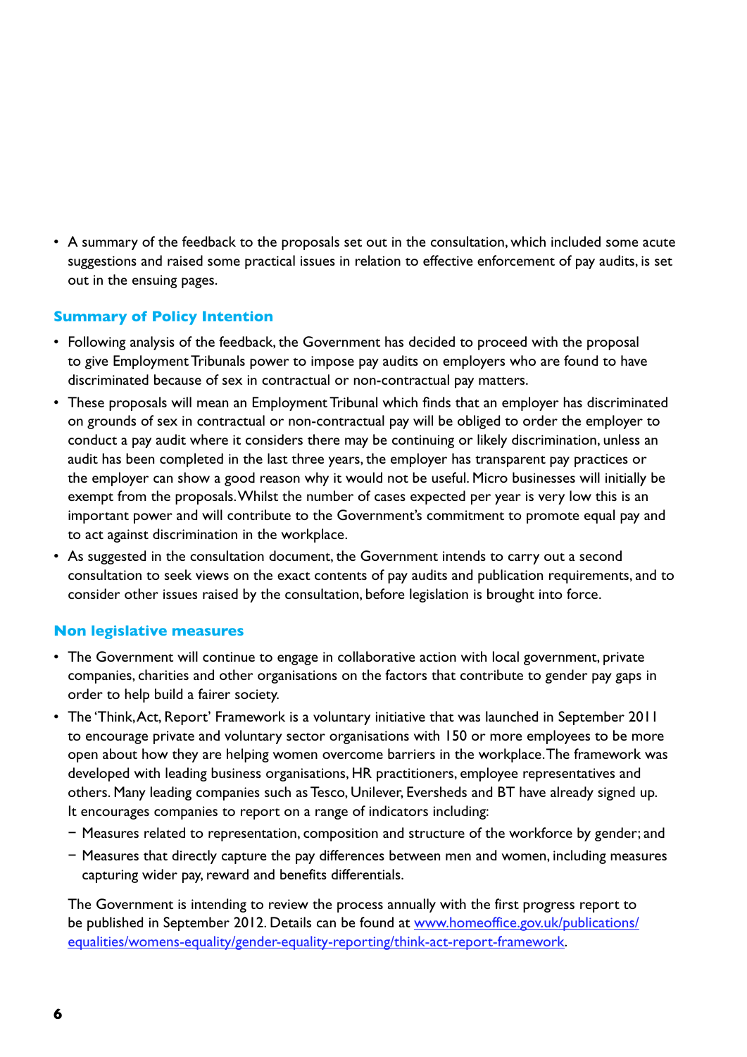- A summary of the feedback to the proposals set out in the consultation, which included some acute suggestions and raised some practical issues in relation to effective enforcement of pay audits, is set out in the ensuing pages.

## Summary of Policy Intention

- Following analysis of the feedback, the Government has decided to proceed with the proposal to give Employment Tribunals power to impose pay audits on employers who are found to have discriminated because of sex in contractual or non-contractual pay matters.
- These proposals will mean an Employment Tribunal which finds that an employer has discriminated on grounds of sex in contractual or non-contractual pay will be obliged to order the employer to conduct a pay audit where it considers there may be continuing or likely discrimination, unless an audit has been completed in the last three years, the employer has transparent pay practices or the employer can show a good reason why it would not be useful. Micro businesses will initially be exempt from the proposals. Whilst the number of cases expected per year is very low this is an important power and will contribute to the Government's commitment to promote equal pay and to act against discrimination in the workplace.
- As suggested in the consultation document, the Government intends to carry out a second consultation to seek views on the exact contents of pay audits and publication requirements, and to consider other issues raised by the consultation, before legislation is brought into force.

## Non legislative measures

- The Government will continue to engage in collaborative action with local government, private companies, charities and other organisations on the factors that contribute to gender pay gaps in order to help build a fairer society.
- The 'Think, Act, Report' Framework is a voluntary initiative that was launched in September 2011 to encourage private and voluntary sector organisations with 150 or more employees to be more open about how they are helping women overcome barriers in the workplace. The framework was developed with leading business organisations, HR practitioners, employee representatives and others. Many leading companies such as Tesco, Unilever, Eversheds and BT have already signed up. It encourages companies to report on a range of indicators including:
  - Measures related to representation, composition and structure of the workforce by gender; and
  - Measures that directly capture the pay differences between men and women, including measures capturing wider pay, reward and benefits differentials.

  The Government is intending to review the process annually with the first progress report to be published in September 2012. Details can be found at [www.homeoffice.gov.uk/publications/equalities/womens-equality/gender-equality-reporting/think-act-report-framework](www.homeoffice.gov.uk/publications/equalities/womens-equality/gender-equality-reporting/think-act-report-framework).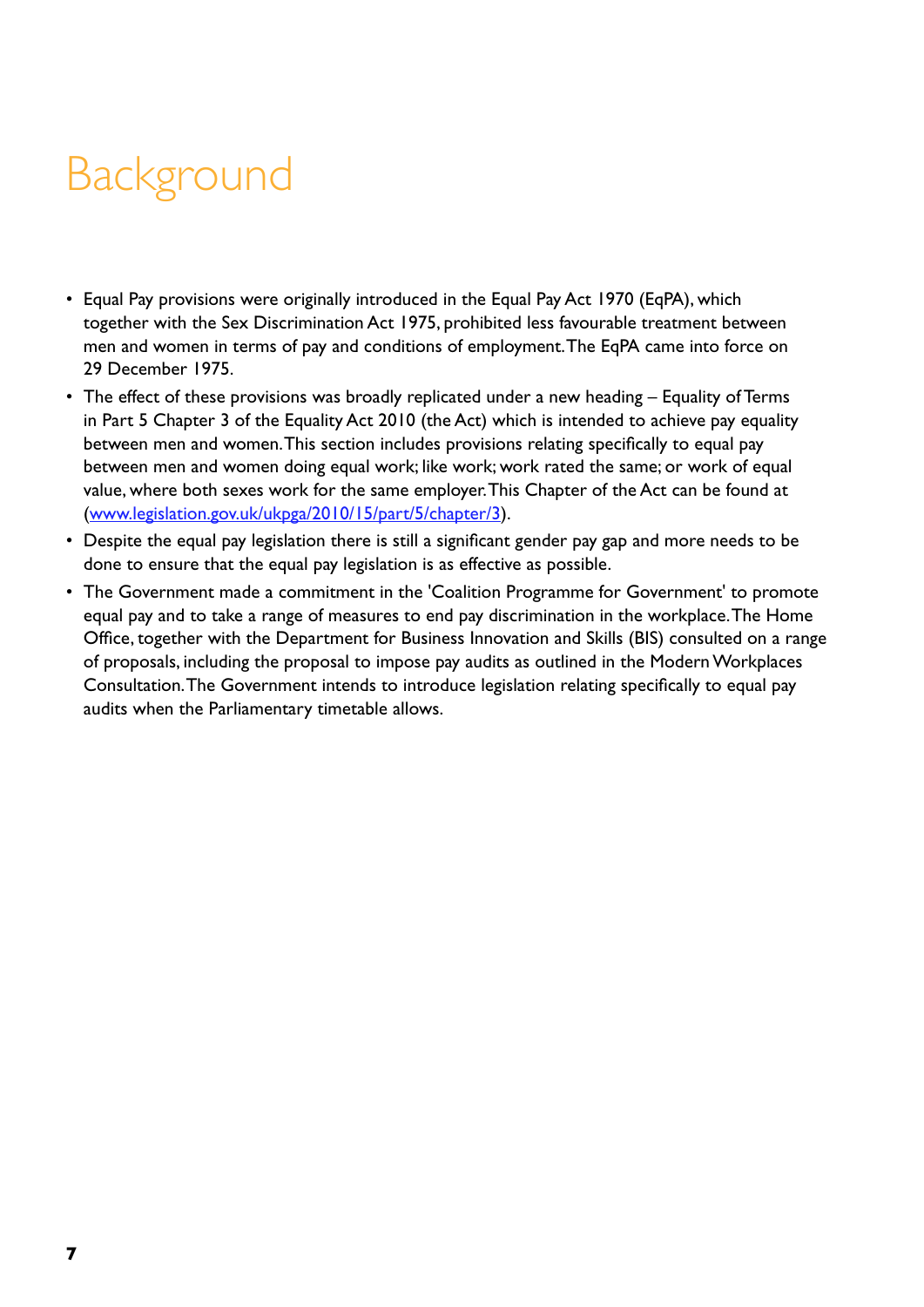# Background

- Equal Pay provisions were originally introduced in the Equal Pay Act 1970 (EqPA), which together with the Sex Discrimination Act 1975, prohibited less favourable treatment between men and women in terms of pay and conditions of employment. The EqPA came into force on 29 December 1975.
- The effect of these provisions was broadly replicated under a new heading – Equality of Terms in Part 5 Chapter 3 of the Equality Act 2010 (the Act) which is intended to achieve pay equality between men and women. This section includes provisions relating specifically to equal pay between men and women doing equal work; like work; work rated the same; or work of equal value, where both sexes work for the same employer. This Chapter of the Act can be found at ([www.legislation.gov.uk/ukpga/2010/15/part/5/chapter/3](http://www.legislation.gov.uk/ukpga/2010/15/part/5/chapter/3)).
- Despite the equal pay legislation there is still a significant gender pay gap and more needs to be done to ensure that the equal pay legislation is as effective as possible.
- The Government made a commitment in the 'Coalition Programme for Government' to promote equal pay and to take a range of measures to end pay discrimination in the workplace. The Home Office, together with the Department for Business Innovation and Skills (BIS) consulted on a range of proposals, including the proposal to impose pay audits as outlined in the Modern Workplaces Consultation. The Government intends to introduce legislation relating specifically to equal pay audits when the Parliamentary timetable allows.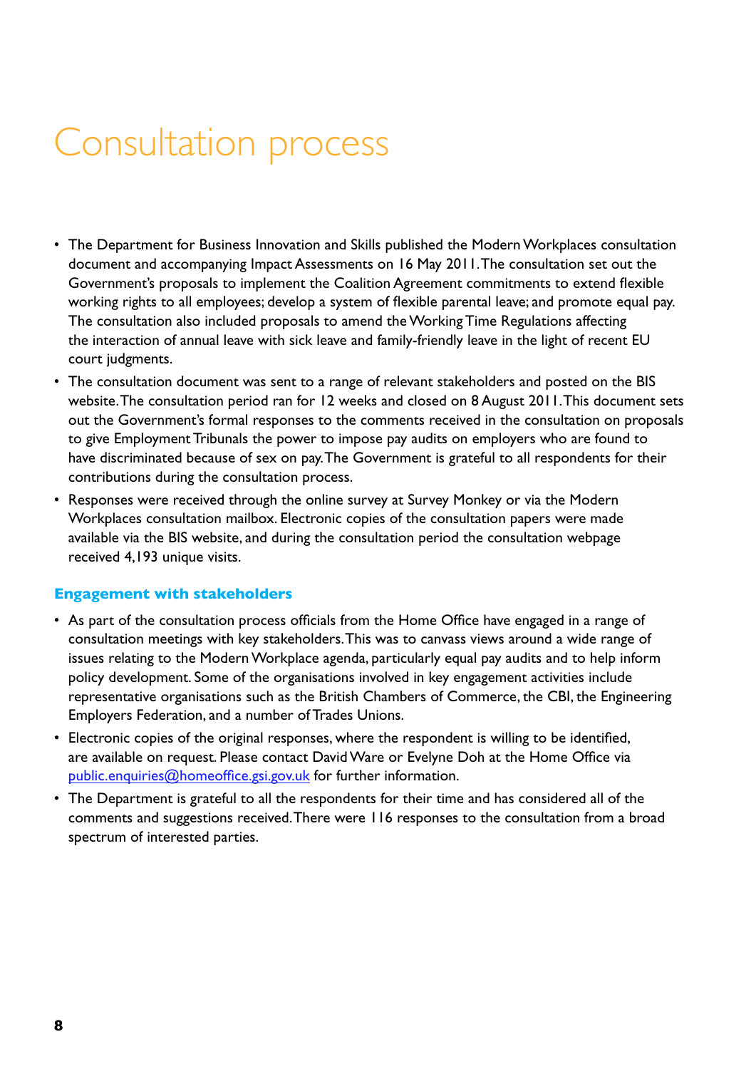# Consultation process

- The Department for Business Innovation and Skills published the Modern Workplaces consultation document and accompanying Impact Assessments on 16 May 2011. The consultation set out the Government's proposals to implement the Coalition Agreement commitments to extend flexible working rights to all employees; develop a system of flexible parental leave; and promote equal pay. The consultation also included proposals to amend the Working Time Regulations affecting the interaction of annual leave with sick leave and family-friendly leave in the light of recent EU court judgments.
- The consultation document was sent to a range of relevant stakeholders and posted on the BIS website. The consultation period ran for 12 weeks and closed on 8 August 2011. This document sets out the Government's formal responses to the comments received in the consultation on proposals to give Employment Tribunals the power to impose pay audits on employers who are found to have discriminated because of sex on pay. The Government is grateful to all respondents for their contributions during the consultation process.
- Responses were received through the online survey at Survey Monkey or via the Modern Workplaces consultation mailbox. Electronic copies of the consultation papers were made available via the BIS website, and during the consultation period the consultation webpage received 4,193 unique visits.

### Engagement with stakeholders

- As part of the consultation process officials from the Home Office have engaged in a range of consultation meetings with key stakeholders. This was to canvass views around a wide range of issues relating to the Modern Workplace agenda, particularly equal pay audits and to help inform policy development. Some of the organisations involved in key engagement activities include representative organisations such as the British Chambers of Commerce, the CBI, the Engineering Employers Federation, and a number of Trades Unions.
- Electronic copies of the original responses, where the respondent is willing to be identified, are available on request. Please contact David Ware or Evelyne Doh at the Home Office via public.enquiries@homeoffice.gsi.gov.uk for further information.
- The Department is grateful to all the respondents for their time and has considered all of the comments and suggestions received. There were 116 responses to the consultation from a broad spectrum of interested parties.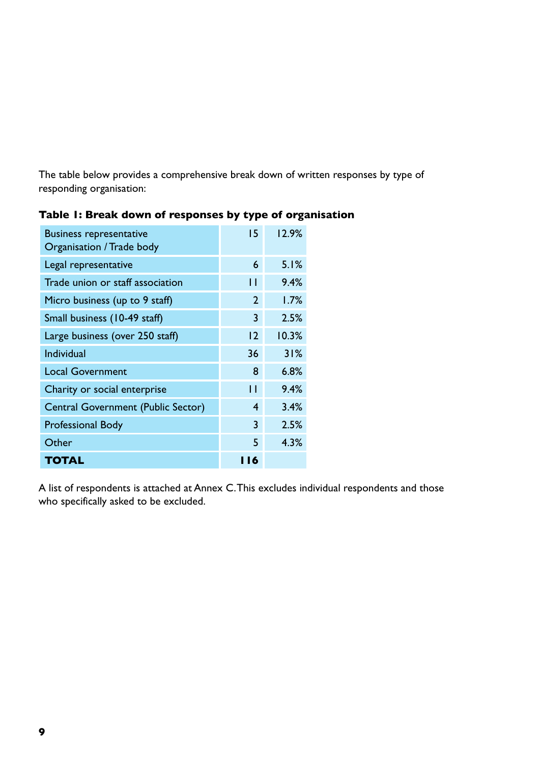The table below provides a comprehensive break down of written responses by type of responding organisation:

**Table 1: Break down of responses by type of organisation**

| | | |
|---|---|---|
| Business representative Organisation / Trade body | 15 | 12.9% |
| Legal representative | 6 | 5.1% |
| Trade union or staff association | 11 | 9.4% |
| Micro business (up to 9 staff) | 2 | 1.7% |
| Small business (10-49 staff) | 3 | 2.5% |
| Large business (over 250 staff) | 12 | 10.3% |
| Individual | 36 | 31% |
| Local Government | 8 | 6.8% |
| Charity or social enterprise | 11 | 9.4% |
| Central Government (Public Sector) | 4 | 3.4% |
| Professional Body | 3 | 2.5% |
| Other | 5 | 4.3% |
| **TOTAL** | **116** | |

A list of respondents is attached at Annex C. This excludes individual respondents and those who specifically asked to be excluded.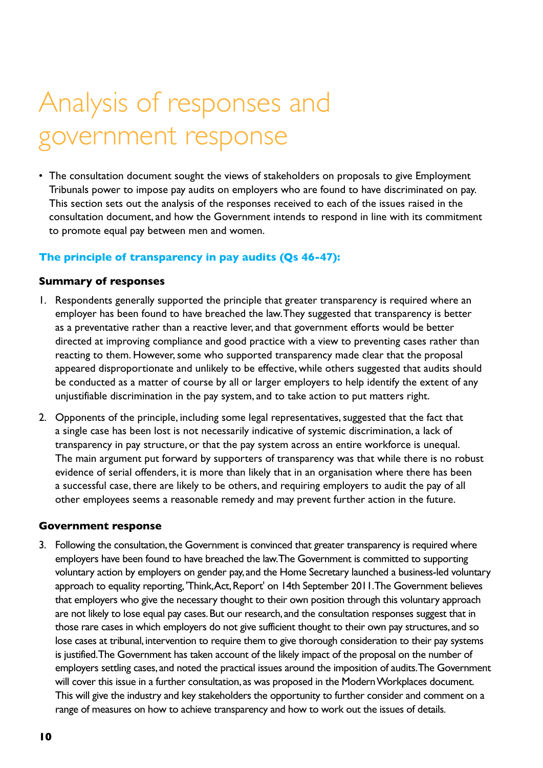# Analysis of responses and government response

- The consultation document sought the views of stakeholders on proposals to give Employment Tribunals power to impose pay audits on employers who are found to have discriminated on pay. This section sets out the analysis of the responses received to each of the issues raised in the consultation document, and how the Government intends to respond in line with its commitment to promote equal pay between men and women.

### The principle of transparency in pay audits (Qs 46-47):

#### Summary of responses

1. Respondents generally supported the principle that greater transparency is required where an employer has been found to have breached the law. They suggested that transparency is better as a preventative rather than a reactive lever, and that government efforts would be better directed at improving compliance and good practice with a view to preventing cases rather than reacting to them. However, some who supported transparency made clear that the proposal appeared disproportionate and unlikely to be effective, while others suggested that audits should be conducted as a matter of course by all or larger employers to help identify the extent of any unjustifiable discrimination in the pay system, and to take action to put matters right.

2. Opponents of the principle, including some legal representatives, suggested that the fact that a single case has been lost is not necessarily indicative of systemic discrimination, a lack of transparency in pay structure, or that the pay system across an entire workforce is unequal. The main argument put forward by supporters of transparency was that while there is no robust evidence of serial offenders, it is more than likely that in an organisation where there has been a successful case, there are likely to be others, and requiring employers to audit the pay of all other employees seems a reasonable remedy and may prevent further action in the future.

#### Government response

3. Following the consultation, the Government is convinced that greater transparency is required where employers have been found to have breached the law. The Government is committed to supporting voluntary action by employers on gender pay, and the Home Secretary launched a business-led voluntary approach to equality reporting, 'Think, Act, Report' on 14th September 2011. The Government believes that employers who give the necessary thought to their own position through this voluntary approach are not likely to lose equal pay cases. But our research, and the consultation responses suggest that in those rare cases in which employers do not give sufficient thought to their own pay structures, and so lose cases at tribunal, intervention to require them to give thorough consideration to their pay systems is justified. The Government has taken account of the likely impact of the proposal on the number of employers settling cases, and noted the practical issues around the imposition of audits. The Government will cover this issue in a further consultation, as was proposed in the Modern Workplaces document. This will give the industry and key stakeholders the opportunity to further consider and comment on a range of measures on how to achieve transparency and how to work out the issues of details.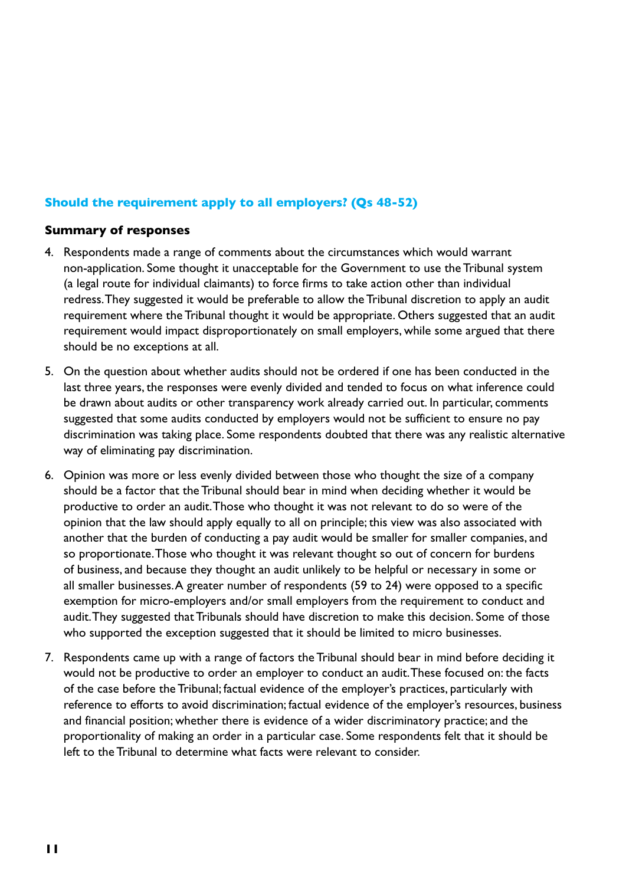### Should the requirement apply to all employers? (Qs 48-52)

#### Summary of responses

4. Respondents made a range of comments about the circumstances which would warrant non-application. Some thought it unacceptable for the Government to use the Tribunal system (a legal route for individual claimants) to force firms to take action other than individual redress. They suggested it would be preferable to allow the Tribunal discretion to apply an audit requirement where the Tribunal thought it would be appropriate. Others suggested that an audit requirement would impact disproportionately on small employers, while some argued that there should be no exceptions at all.

5. On the question about whether audits should not be ordered if one has been conducted in the last three years, the responses were evenly divided and tended to focus on what inference could be drawn about audits or other transparency work already carried out. In particular, comments suggested that some audits conducted by employers would not be sufficient to ensure no pay discrimination was taking place. Some respondents doubted that there was any realistic alternative way of eliminating pay discrimination.

6. Opinion was more or less evenly divided between those who thought the size of a company should be a factor that the Tribunal should bear in mind when deciding whether it would be productive to order an audit. Those who thought it was not relevant to do so were of the opinion that the law should apply equally to all on principle; this view was also associated with another that the burden of conducting a pay audit would be smaller for smaller companies, and so proportionate. Those who thought it was relevant thought so out of concern for burdens of business, and because they thought an audit unlikely to be helpful or necessary in some or all smaller businesses. A greater number of respondents (59 to 24) were opposed to a specific exemption for micro-employers and/or small employers from the requirement to conduct and audit. They suggested that Tribunals should have discretion to make this decision. Some of those who supported the exception suggested that it should be limited to micro businesses.

7. Respondents came up with a range of factors the Tribunal should bear in mind before deciding it would not be productive to order an employer to conduct an audit. These focused on: the facts of the case before the Tribunal; factual evidence of the employer's practices, particularly with reference to efforts to avoid discrimination; factual evidence of the employer's resources, business and financial position; whether there is evidence of a wider discriminatory practice; and the proportionality of making an order in a particular case. Some respondents felt that it should be left to the Tribunal to determine what facts were relevant to consider.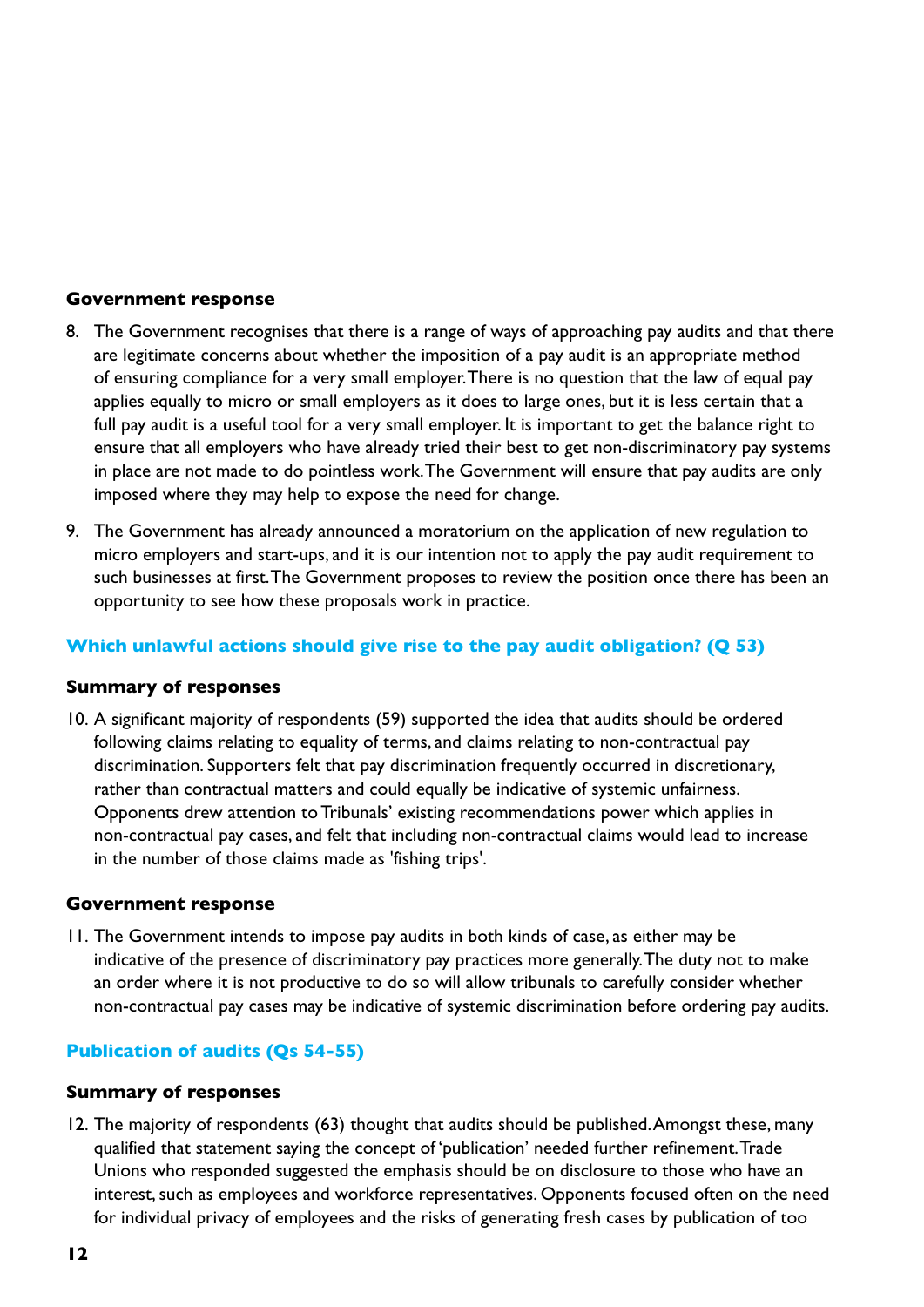**Government response**

8. The Government recognises that there is a range of ways of approaching pay audits and that there are legitimate concerns about whether the imposition of a pay audit is an appropriate method of ensuring compliance for a very small employer. There is no question that the law of equal pay applies equally to micro or small employers as it does to large ones, but it is less certain that a full pay audit is a useful tool for a very small employer. It is important to get the balance right to ensure that all employers who have already tried their best to get non-discriminatory pay systems in place are not made to do pointless work. The Government will ensure that pay audits are only imposed where they may help to expose the need for change.

9. The Government has already announced a moratorium on the application of new regulation to micro employers and start-ups, and it is our intention not to apply the pay audit requirement to such businesses at first. The Government proposes to review the position once there has been an opportunity to see how these proposals work in practice.

## Which unlawful actions should give rise to the pay audit obligation? (Q 53)

**Summary of responses**

10. A significant majority of respondents (59) supported the idea that audits should be ordered following claims relating to equality of terms, and claims relating to non-contractual pay discrimination. Supporters felt that pay discrimination frequently occurred in discretionary, rather than contractual matters and could equally be indicative of systemic unfairness. Opponents drew attention to Tribunals' existing recommendations power which applies in non-contractual pay cases, and felt that including non-contractual claims would lead to increase in the number of those claims made as 'fishing trips'.

**Government response**

11. The Government intends to impose pay audits in both kinds of case, as either may be indicative of the presence of discriminatory pay practices more generally. The duty not to make an order where it is not productive to do so will allow tribunals to carefully consider whether non-contractual pay cases may be indicative of systemic discrimination before ordering pay audits.

## Publication of audits (Qs 54-55)

**Summary of responses**

12. The majority of respondents (63) thought that audits should be published. Amongst these, many qualified that statement saying the concept of 'publication' needed further refinement. Trade Unions who responded suggested the emphasis should be on disclosure to those who have an interest, such as employees and workforce representatives. Opponents focused often on the need for individual privacy of employees and the risks of generating fresh cases by publication of too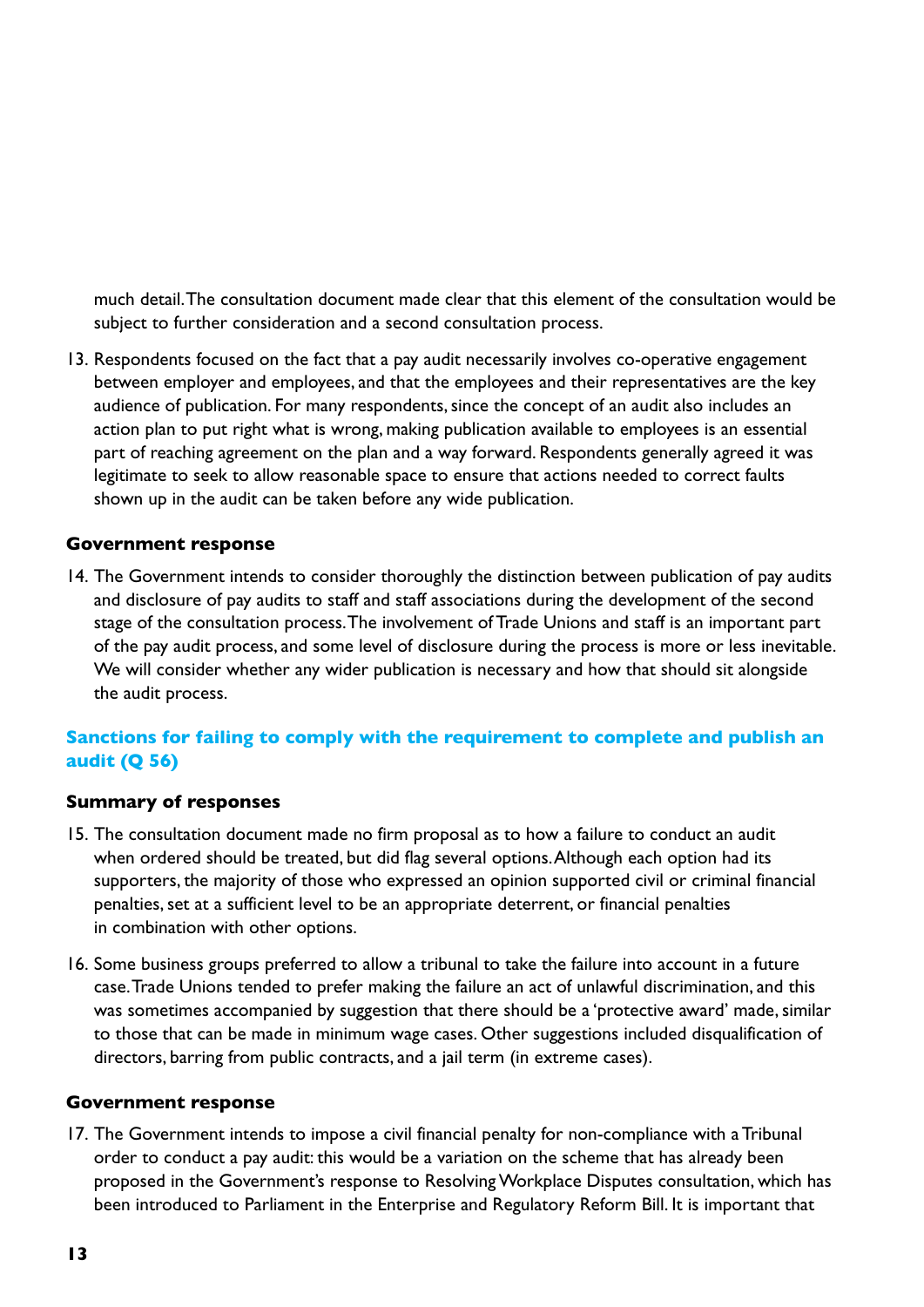much detail. The consultation document made clear that this element of the consultation would be subject to further consideration and a second consultation process.

13. Respondents focused on the fact that a pay audit necessarily involves co-operative engagement between employer and employees, and that the employees and their representatives are the key audience of publication. For many respondents, since the concept of an audit also includes an action plan to put right what is wrong, making publication available to employees is an essential part of reaching agreement on the plan and a way forward. Respondents generally agreed it was legitimate to seek to allow reasonable space to ensure that actions needed to correct faults shown up in the audit can be taken before any wide publication.

#### Government response

14. The Government intends to consider thoroughly the distinction between publication of pay audits and disclosure of pay audits to staff and staff associations during the development of the second stage of the consultation process. The involvement of Trade Unions and staff is an important part of the pay audit process, and some level of disclosure during the process is more or less inevitable. We will consider whether any wider publication is necessary and how that should sit alongside the audit process.

### Sanctions for failing to comply with the requirement to complete and publish an audit (Q 56)

#### Summary of responses

15. The consultation document made no firm proposal as to how a failure to conduct an audit when ordered should be treated, but did flag several options. Although each option had its supporters, the majority of those who expressed an opinion supported civil or criminal financial penalties, set at a sufficient level to be an appropriate deterrent, or financial penalties in combination with other options.

16. Some business groups preferred to allow a tribunal to take the failure into account in a future case. Trade Unions tended to prefer making the failure an act of unlawful discrimination, and this was sometimes accompanied by suggestion that there should be a 'protective award' made, similar to those that can be made in minimum wage cases. Other suggestions included disqualification of directors, barring from public contracts, and a jail term (in extreme cases).

#### Government response

17. The Government intends to impose a civil financial penalty for non-compliance with a Tribunal order to conduct a pay audit: this would be a variation on the scheme that has already been proposed in the Government's response to Resolving Workplace Disputes consultation, which has been introduced to Parliament in the Enterprise and Regulatory Reform Bill. It is important that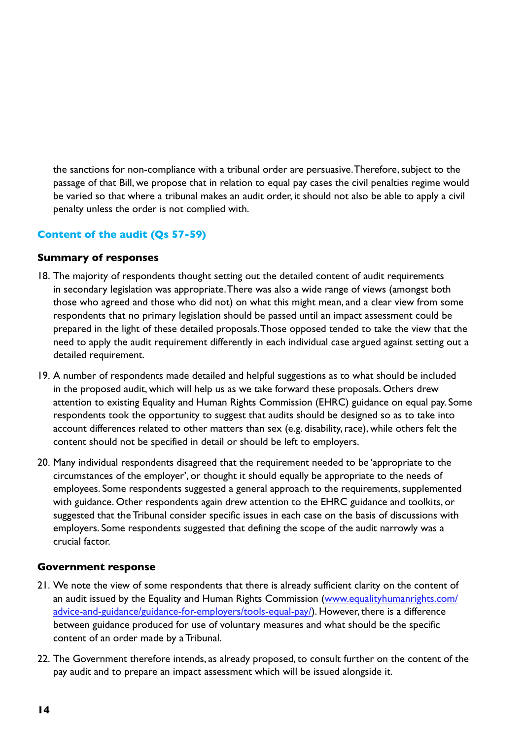the sanctions for non-compliance with a tribunal order are persuasive. Therefore, subject to the passage of that Bill, we propose that in relation to equal pay cases the civil penalties regime would be varied so that where a tribunal makes an audit order, it should not also be able to apply a civil penalty unless the order is not complied with.

## Content of the audit (Qs 57-59)

### Summary of responses

18. The majority of respondents thought setting out the detailed content of audit requirements in secondary legislation was appropriate. There was also a wide range of views (amongst both those who agreed and those who did not) on what this might mean, and a clear view from some respondents that no primary legislation should be passed until an impact assessment could be prepared in the light of these detailed proposals. Those opposed tended to take the view that the need to apply the audit requirement differently in each individual case argued against setting out a detailed requirement.

19. A number of respondents made detailed and helpful suggestions as to what should be included in the proposed audit, which will help us as we take forward these proposals. Others drew attention to existing Equality and Human Rights Commission (EHRC) guidance on equal pay. Some respondents took the opportunity to suggest that audits should be designed so as to take into account differences related to other matters than sex (e.g. disability, race), while others felt the content should not be specified in detail or should be left to employers.

20. Many individual respondents disagreed that the requirement needed to be 'appropriate to the circumstances of the employer', or thought it should equally be appropriate to the needs of employees. Some respondents suggested a general approach to the requirements, supplemented with guidance. Other respondents again drew attention to the EHRC guidance and toolkits, or suggested that the Tribunal consider specific issues in each case on the basis of discussions with employers. Some respondents suggested that defining the scope of the audit narrowly was a crucial factor.

### Government response

21. We note the view of some respondents that there is already sufficient clarity on the content of an audit issued by the Equality and Human Rights Commission (www.equalityhumanrights.com/advice-and-guidance/guidance-for-employers/tools-equal-pay/). However, there is a difference between guidance produced for use of voluntary measures and what should be the specific content of an order made by a Tribunal.

22. The Government therefore intends, as already proposed, to consult further on the content of the pay audit and to prepare an impact assessment which will be issued alongside it.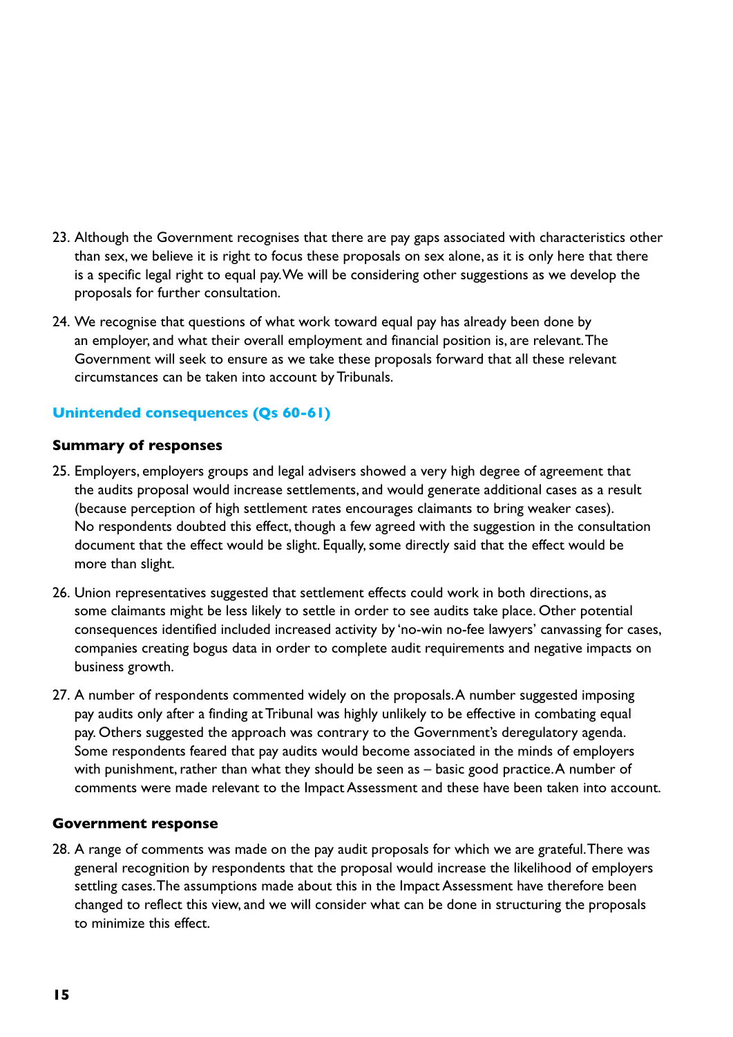23. Although the Government recognises that there are pay gaps associated with characteristics other than sex, we believe it is right to focus these proposals on sex alone, as it is only here that there is a specific legal right to equal pay. We will be considering other suggestions as we develop the proposals for further consultation.

24. We recognise that questions of what work toward equal pay has already been done by an employer, and what their overall employment and financial position is, are relevant. The Government will seek to ensure as we take these proposals forward that all these relevant circumstances can be taken into account by Tribunals.

## Unintended consequences (Qs 60-61)

### Summary of responses

25. Employers, employers groups and legal advisers showed a very high degree of agreement that the audits proposal would increase settlements, and would generate additional cases as a result (because perception of high settlement rates encourages claimants to bring weaker cases). No respondents doubted this effect, though a few agreed with the suggestion in the consultation document that the effect would be slight. Equally, some directly said that the effect would be more than slight.

26. Union representatives suggested that settlement effects could work in both directions, as some claimants might be less likely to settle in order to see audits take place. Other potential consequences identified included increased activity by 'no-win no-fee lawyers' canvassing for cases, companies creating bogus data in order to complete audit requirements and negative impacts on business growth.

27. A number of respondents commented widely on the proposals. A number suggested imposing pay audits only after a finding at Tribunal was highly unlikely to be effective in combating equal pay. Others suggested the approach was contrary to the Government's deregulatory agenda. Some respondents feared that pay audits would become associated in the minds of employers with punishment, rather than what they should be seen as – basic good practice. A number of comments were made relevant to the Impact Assessment and these have been taken into account.

### Government response

28. A range of comments was made on the pay audit proposals for which we are grateful. There was general recognition by respondents that the proposal would increase the likelihood of employers settling cases. The assumptions made about this in the Impact Assessment have therefore been changed to reflect this view, and we will consider what can be done in structuring the proposals to minimize this effect.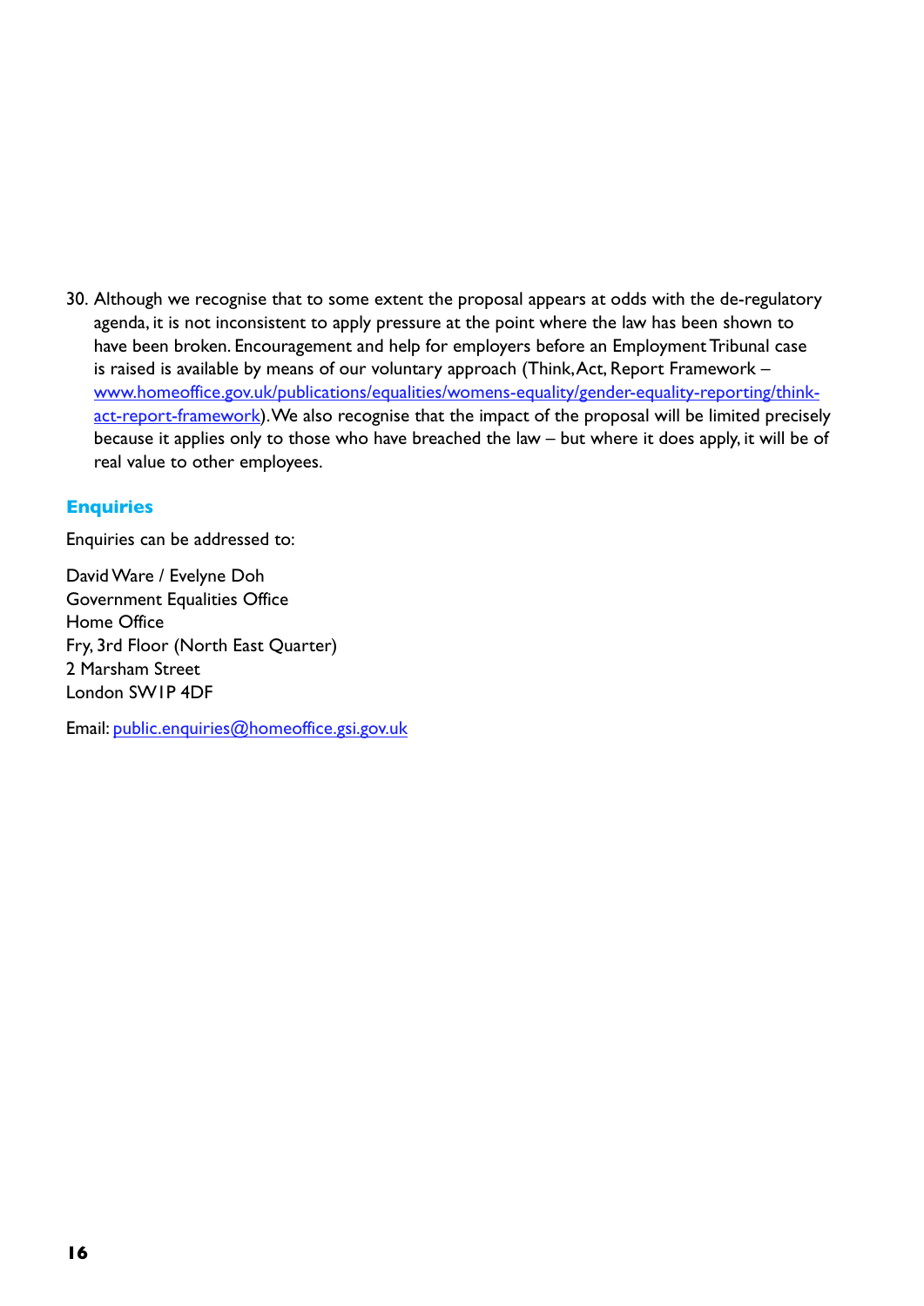30. Although we recognise that to some extent the proposal appears at odds with the de-regulatory agenda, it is not inconsistent to apply pressure at the point where the law has been shown to have been broken. Encouragement and help for employers before an Employment Tribunal case is raised is available by means of our voluntary approach (Think, Act, Report Framework – [www.homeoffice.gov.uk/publications/equalities/womens-equality/gender-equality-reporting/think-act-report-framework](http://www.homeoffice.gov.uk/publications/equalities/womens-equality/gender-equality-reporting/think-act-report-framework)). We also recognise that the impact of the proposal will be limited precisely because it applies only to those who have breached the law – but where it does apply, it will be of real value to other employees.

## Enquiries

Enquiries can be addressed to:

David Ware / Evelyne Doh
Government Equalities Office
Home Office
Fry, 3rd Floor (North East Quarter)
2 Marsham Street
London SW1P 4DF

Email: [public.enquiries@homeoffice.gsi.gov.uk](mailto:public.enquiries@homeoffice.gsi.gov.uk)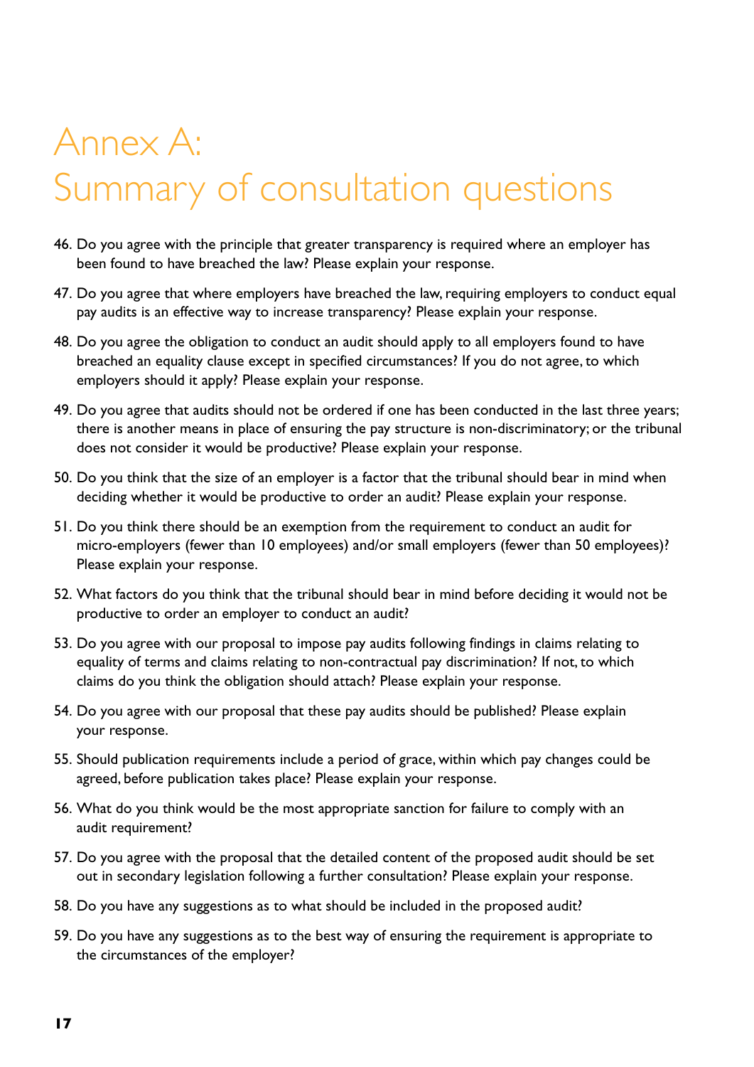# Annex A: Summary of consultation questions

46. Do you agree with the principle that greater transparency is required where an employer has been found to have breached the law? Please explain your response.

47. Do you agree that where employers have breached the law, requiring employers to conduct equal pay audits is an effective way to increase transparency? Please explain your response.

48. Do you agree the obligation to conduct an audit should apply to all employers found to have breached an equality clause except in specified circumstances? If you do not agree, to which employers should it apply? Please explain your response.

49. Do you agree that audits should not be ordered if one has been conducted in the last three years; there is another means in place of ensuring the pay structure is non-discriminatory; or the tribunal does not consider it would be productive? Please explain your response.

50. Do you think that the size of an employer is a factor that the tribunal should bear in mind when deciding whether it would be productive to order an audit? Please explain your response.

51. Do you think there should be an exemption from the requirement to conduct an audit for micro-employers (fewer than 10 employees) and/or small employers (fewer than 50 employees)? Please explain your response.

52. What factors do you think that the tribunal should bear in mind before deciding it would not be productive to order an employer to conduct an audit?

53. Do you agree with our proposal to impose pay audits following findings in claims relating to equality of terms and claims relating to non-contractual pay discrimination? If not, to which claims do you think the obligation should attach? Please explain your response.

54. Do you agree with our proposal that these pay audits should be published? Please explain your response.

55. Should publication requirements include a period of grace, within which pay changes could be agreed, before publication takes place? Please explain your response.

56. What do you think would be the most appropriate sanction for failure to comply with an audit requirement?

57. Do you agree with the proposal that the detailed content of the proposed audit should be set out in secondary legislation following a further consultation? Please explain your response.

58. Do you have any suggestions as to what should be included in the proposed audit?

59. Do you have any suggestions as to the best way of ensuring the requirement is appropriate to the circumstances of the employer?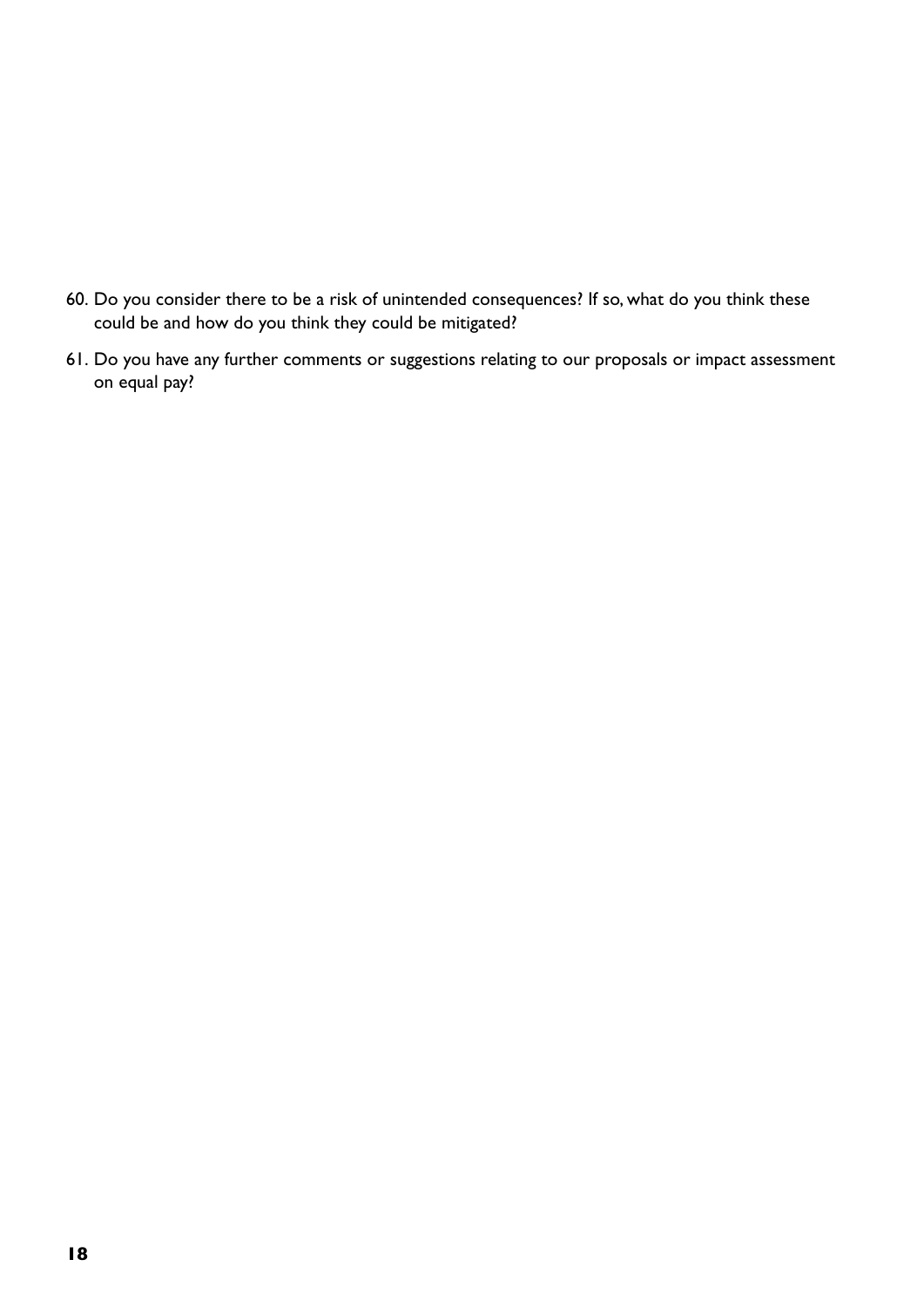60. Do you consider there to be a risk of unintended consequences? If so, what do you think these could be and how do you think they could be mitigated?

61. Do you have any further comments or suggestions relating to our proposals or impact assessment on equal pay?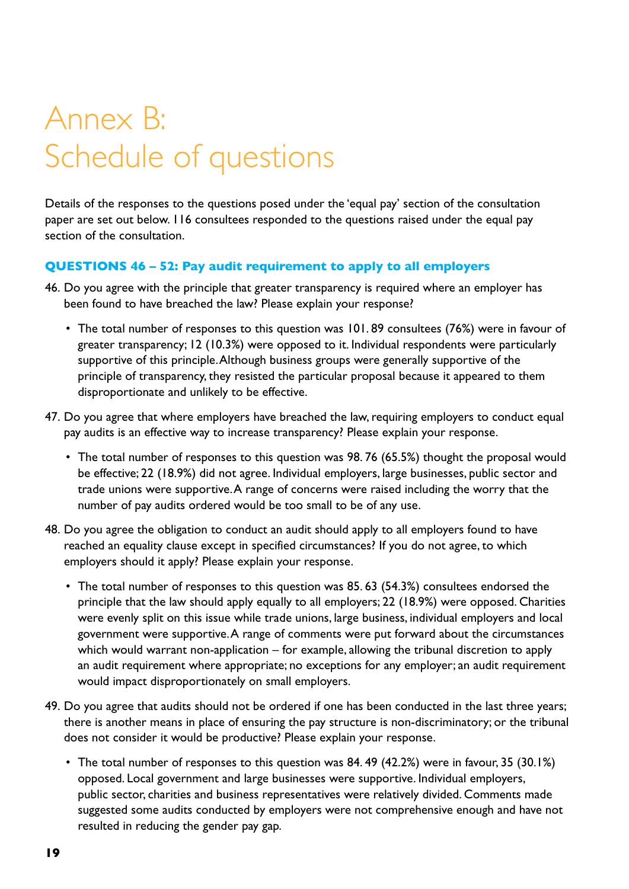# Annex B: Schedule of questions

Details of the responses to the questions posed under the 'equal pay' section of the consultation paper are set out below. 116 consultees responded to the questions raised under the equal pay section of the consultation.

### QUESTIONS 46 – 52: Pay audit requirement to apply to all employers

46. Do you agree with the principle that greater transparency is required where an employer has been found to have breached the law? Please explain your response?

    - The total number of responses to this question was 101. 89 consultees (76%) were in favour of greater transparency; 12 (10.3%) were opposed to it. Individual respondents were particularly supportive of this principle. Although business groups were generally supportive of the principle of transparency, they resisted the particular proposal because it appeared to them disproportionate and unlikely to be effective.

47. Do you agree that where employers have breached the law, requiring employers to conduct equal pay audits is an effective way to increase transparency? Please explain your response.

    - The total number of responses to this question was 98. 76 (65.5%) thought the proposal would be effective; 22 (18.9%) did not agree. Individual employers, large businesses, public sector and trade unions were supportive. A range of concerns were raised including the worry that the number of pay audits ordered would be too small to be of any use.

48. Do you agree the obligation to conduct an audit should apply to all employers found to have reached an equality clause except in specified circumstances? If you do not agree, to which employers should it apply? Please explain your response.

    - The total number of responses to this question was 85. 63 (54.3%) consultees endorsed the principle that the law should apply equally to all employers; 22 (18.9%) were opposed. Charities were evenly split on this issue while trade unions, large business, individual employers and local government were supportive. A range of comments were put forward about the circumstances which would warrant non-application – for example, allowing the tribunal discretion to apply an audit requirement where appropriate; no exceptions for any employer; an audit requirement would impact disproportionately on small employers.

49. Do you agree that audits should not be ordered if one has been conducted in the last three years; there is another means in place of ensuring the pay structure is non-discriminatory; or the tribunal does not consider it would be productive? Please explain your response.

    - The total number of responses to this question was 84. 49 (42.2%) were in favour, 35 (30.1%) opposed. Local government and large businesses were supportive. Individual employers, public sector, charities and business representatives were relatively divided. Comments made suggested some audits conducted by employers were not comprehensive enough and have not resulted in reducing the gender pay gap.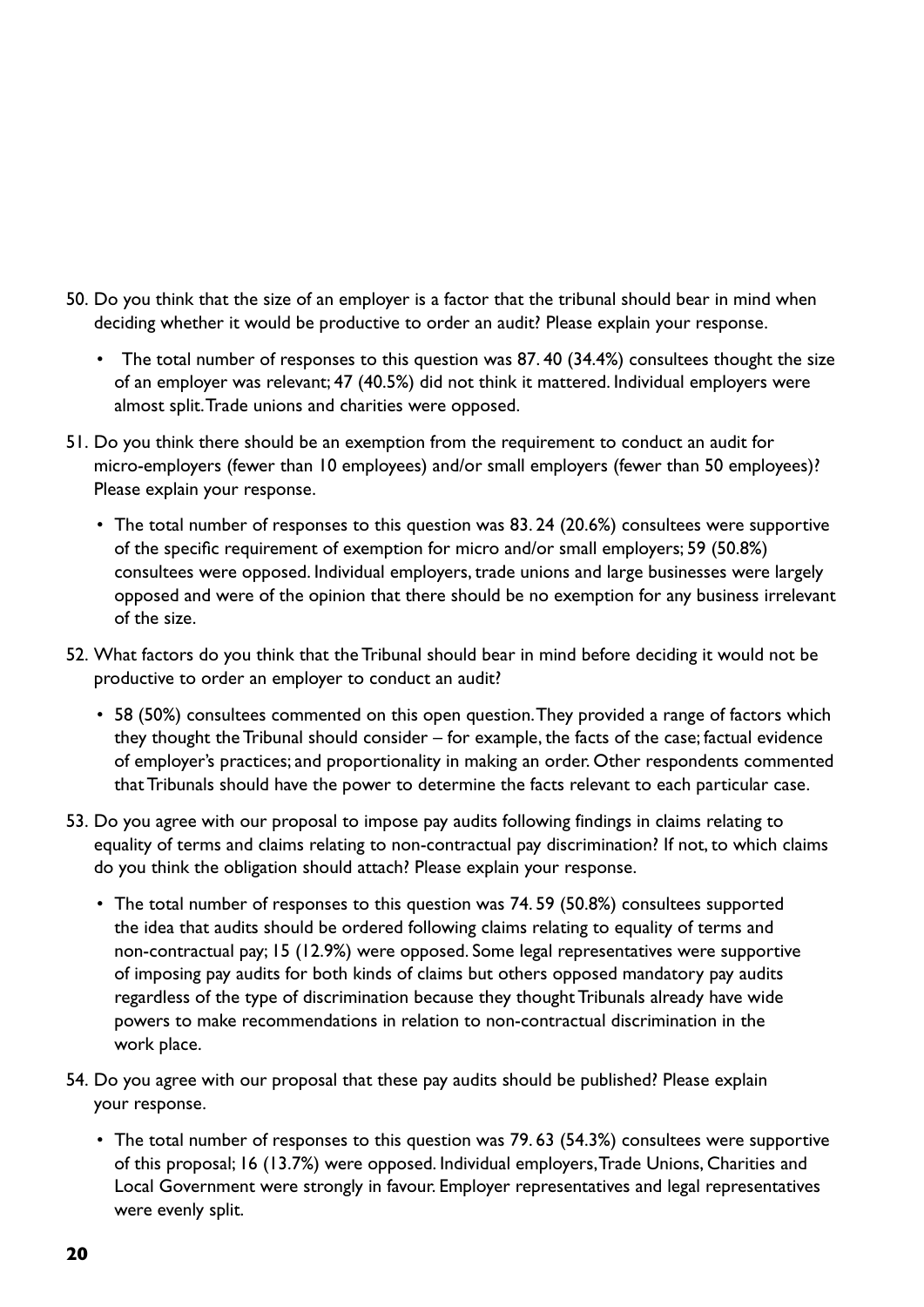50. Do you think that the size of an employer is a factor that the tribunal should bear in mind when deciding whether it would be productive to order an audit? Please explain your response.

    - The total number of responses to this question was 87. 40 (34.4%) consultees thought the size of an employer was relevant; 47 (40.5%) did not think it mattered. Individual employers were almost split. Trade unions and charities were opposed.

51. Do you think there should be an exemption from the requirement to conduct an audit for micro-employers (fewer than 10 employees) and/or small employers (fewer than 50 employees)? Please explain your response.

    - The total number of responses to this question was 83. 24 (20.6%) consultees were supportive of the specific requirement of exemption for micro and/or small employers; 59 (50.8%) consultees were opposed. Individual employers, trade unions and large businesses were largely opposed and were of the opinion that there should be no exemption for any business irrelevant of the size.

52. What factors do you think that the Tribunal should bear in mind before deciding it would not be productive to order an employer to conduct an audit?

    - 58 (50%) consultees commented on this open question. They provided a range of factors which they thought the Tribunal should consider – for example, the facts of the case; factual evidence of employer's practices; and proportionality in making an order. Other respondents commented that Tribunals should have the power to determine the facts relevant to each particular case.

53. Do you agree with our proposal to impose pay audits following findings in claims relating to equality of terms and claims relating to non-contractual pay discrimination? If not, to which claims do you think the obligation should attach? Please explain your response.

    - The total number of responses to this question was 74. 59 (50.8%) consultees supported the idea that audits should be ordered following claims relating to equality of terms and non-contractual pay; 15 (12.9%) were opposed. Some legal representatives were supportive of imposing pay audits for both kinds of claims but others opposed mandatory pay audits regardless of the type of discrimination because they thought Tribunals already have wide powers to make recommendations in relation to non-contractual discrimination in the work place.

54. Do you agree with our proposal that these pay audits should be published? Please explain your response.

    - The total number of responses to this question was 79. 63 (54.3%) consultees were supportive of this proposal; 16 (13.7%) were opposed. Individual employers, Trade Unions, Charities and Local Government were strongly in favour. Employer representatives and legal representatives were evenly split.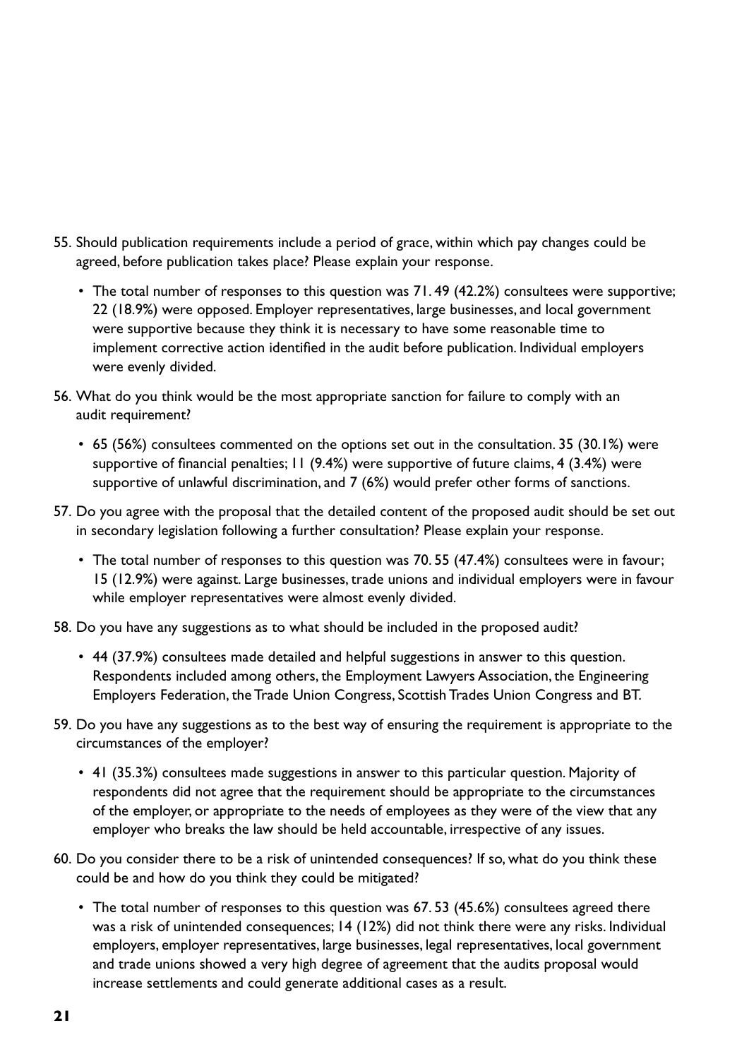55. Should publication requirements include a period of grace, within which pay changes could be agreed, before publication takes place? Please explain your response.

    - The total number of responses to this question was 71. 49 (42.2%) consultees were supportive; 22 (18.9%) were opposed. Employer representatives, large businesses, and local government were supportive because they think it is necessary to have some reasonable time to implement corrective action identified in the audit before publication. Individual employers were evenly divided.

56. What do you think would be the most appropriate sanction for failure to comply with an audit requirement?

    - 65 (56%) consultees commented on the options set out in the consultation. 35 (30.1%) were supportive of financial penalties; 11 (9.4%) were supportive of future claims, 4 (3.4%) were supportive of unlawful discrimination, and 7 (6%) would prefer other forms of sanctions.

57. Do you agree with the proposal that the detailed content of the proposed audit should be set out in secondary legislation following a further consultation? Please explain your response.

    - The total number of responses to this question was 70. 55 (47.4%) consultees were in favour; 15 (12.9%) were against. Large businesses, trade unions and individual employers were in favour while employer representatives were almost evenly divided.

58. Do you have any suggestions as to what should be included in the proposed audit?

    - 44 (37.9%) consultees made detailed and helpful suggestions in answer to this question. Respondents included among others, the Employment Lawyers Association, the Engineering Employers Federation, the Trade Union Congress, Scottish Trades Union Congress and BT.

59. Do you have any suggestions as to the best way of ensuring the requirement is appropriate to the circumstances of the employer?

    - 41 (35.3%) consultees made suggestions in answer to this particular question. Majority of respondents did not agree that the requirement should be appropriate to the circumstances of the employer, or appropriate to the needs of employees as they were of the view that any employer who breaks the law should be held accountable, irrespective of any issues.

60. Do you consider there to be a risk of unintended consequences? If so, what do you think these could be and how do you think they could be mitigated?

    - The total number of responses to this question was 67. 53 (45.6%) consultees agreed there was a risk of unintended consequences; 14 (12%) did not think there were any risks. Individual employers, employer representatives, large businesses, legal representatives, local government and trade unions showed a very high degree of agreement that the audits proposal would increase settlements and could generate additional cases as a result.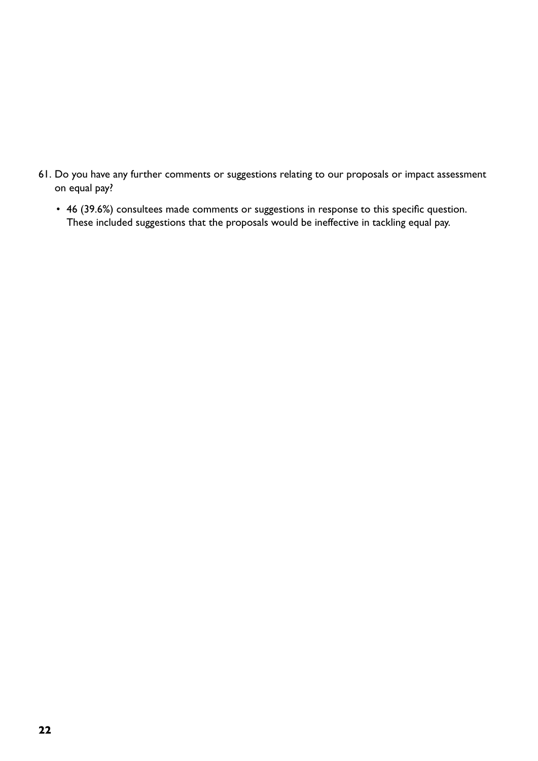61. Do you have any further comments or suggestions relating to our proposals or impact assessment on equal pay?

    - 46 (39.6%) consultees made comments or suggestions in response to this specific question. These included suggestions that the proposals would be ineffective in tackling equal pay.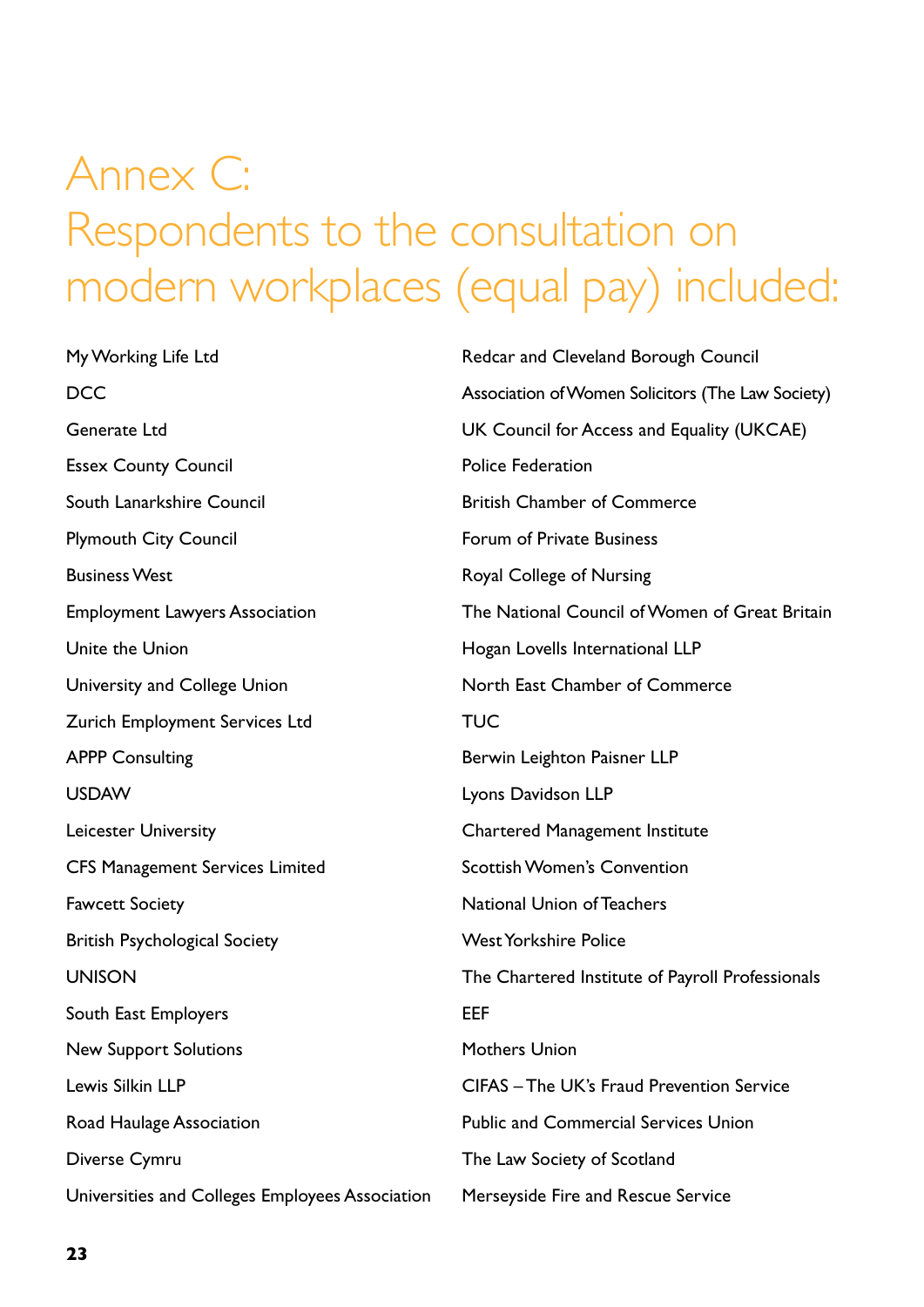# Annex C: Respondents to the consultation on modern workplaces (equal pay) included:

My Working Life Ltd

DCC

Generate Ltd

Essex County Council

South Lanarkshire Council

Plymouth City Council

Business West

Employment Lawyers Association

Unite the Union

University and College Union

Zurich Employment Services Ltd

APPP Consulting

USDAW

Leicester University

CFS Management Services Limited

Fawcett Society

British Psychological Society

UNISON

South East Employers

New Support Solutions

Lewis Silkin LLP

Road Haulage Association

Diverse Cymru

Universities and Colleges Employees Association

Redcar and Cleveland Borough Council

Association of Women Solicitors (The Law Society)

UK Council for Access and Equality (UKCAE)

Police Federation

British Chamber of Commerce

Forum of Private Business

Royal College of Nursing

The National Council of Women of Great Britain

Hogan Lovells International LLP

North East Chamber of Commerce

TUC

Berwin Leighton Paisner LLP

Lyons Davidson LLP

Chartered Management Institute

Scottish Women's Convention

National Union of Teachers

West Yorkshire Police

The Chartered Institute of Payroll Professionals

EEF

Mothers Union

CIFAS – The UK's Fraud Prevention Service

Public and Commercial Services Union

The Law Society of Scotland

Merseyside Fire and Rescue Service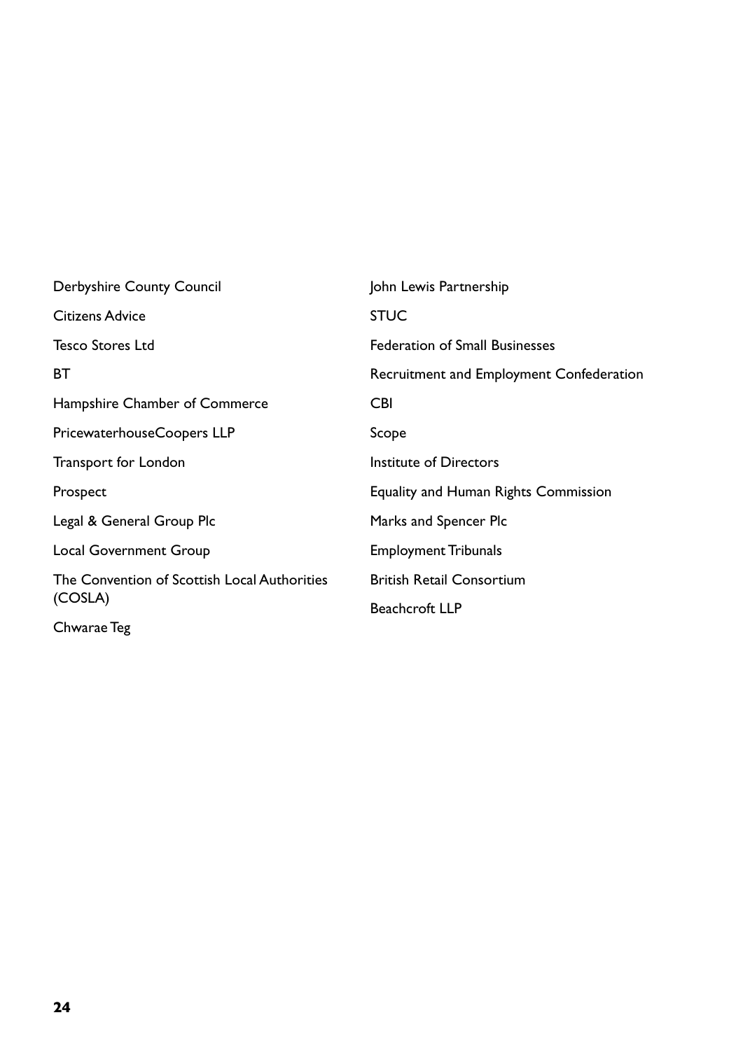Derbyshire County Council

Citizens Advice

Tesco Stores Ltd

BT

Hampshire Chamber of Commerce

PricewaterhouseCoopers LLP

Transport for London

Prospect

Legal & General Group Plc

Local Government Group

The Convention of Scottish Local Authorities (COSLA)

Chwarae Teg

John Lewis Partnership

STUC

Federation of Small Businesses

Recruitment and Employment Confederation

CBI

Scope

Institute of Directors

Equality and Human Rights Commission

Marks and Spencer Plc

Employment Tribunals

British Retail Consortium

Beachcroft LLP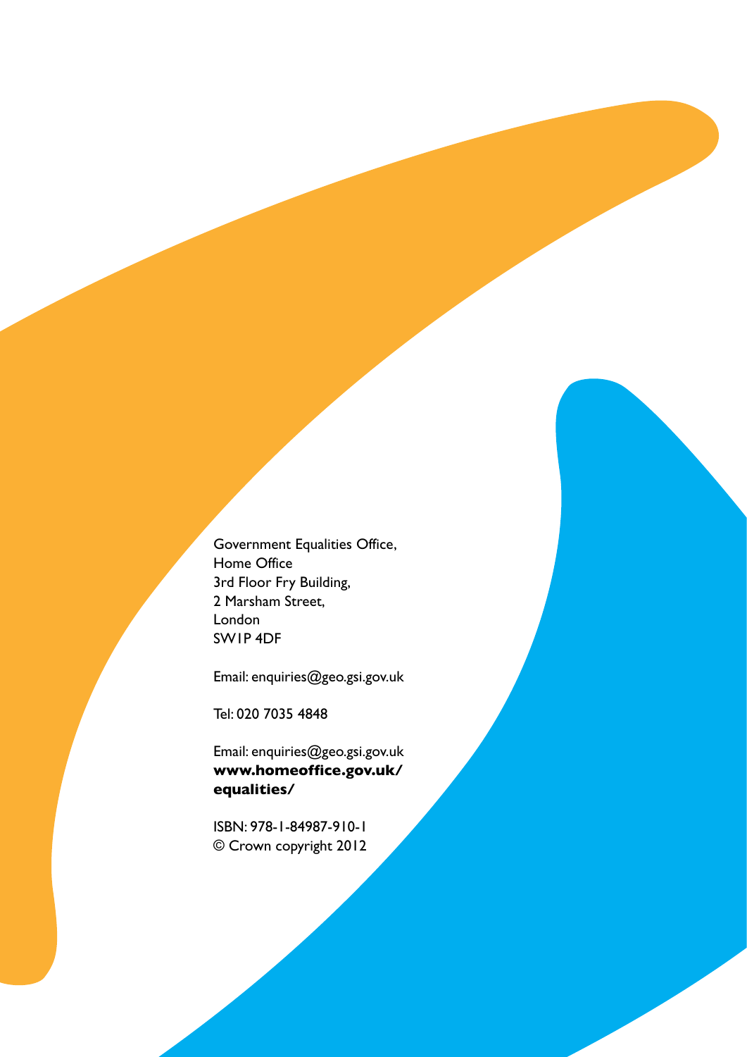Government Equalities Office,
Home Office
3rd Floor Fry Building,
2 Marsham Street,
London
SW1P 4DF

Email: enquiries@geo.gsi.gov.uk

Tel: 020 7035 4848

Email: enquiries@geo.gsi.gov.uk
**www.homeoffice.gov.uk/equalities/**

ISBN: 978-1-84987-910-1
© Crown copyright 2012